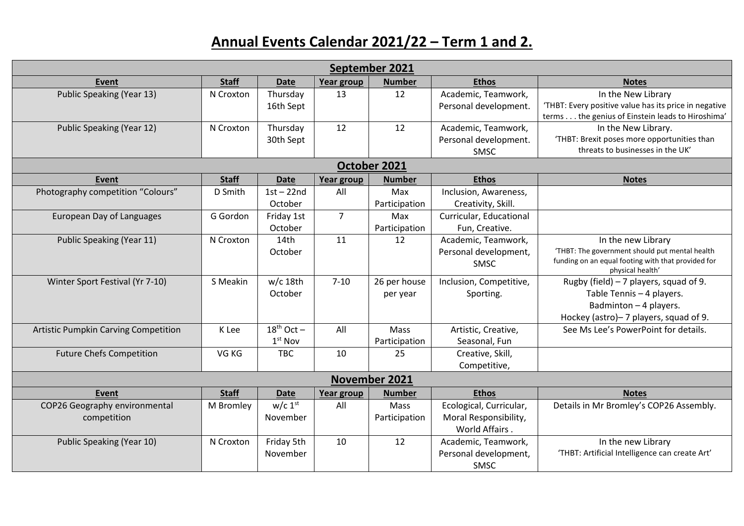# Annual Events Calendar 2021/22 – Term 1 and 2.

| September 2021 | | | | | | |
|---|---|---|---|---|---|---|
| **Event** | **Staff** | **Date** | **Year group** | **Number** | **Ethos** | **Notes** |
| Public Speaking (Year 13) | N Croxton | Thursday 16th Sept | 13 | 12 | Academic, Teamwork, Personal development. | In the New Library 'THBT: Every positive value has its price in negative terms . . . the genius of Einstein leads to Hiroshima' |
| Public Speaking (Year 12) | N Croxton | Thursday 30th Sept | 12 | 12 | Academic, Teamwork, Personal development. SMSC | In the New Library. 'THBT: Brexit poses more opportunities than threats to businesses in the UK' |
| **October 2021** | | | | | | |
| **Event** | **Staff** | **Date** | **Year group** | **Number** | **Ethos** | **Notes** |
| Photography competition "Colours" | D Smith | 1st – 22nd October | All | Max Participation | Inclusion, Awareness, Creativity, Skill. | |
| European Day of Languages | G Gordon | Friday 1st October | 7 | Max Participation | Curricular, Educational Fun, Creative. | |
| Public Speaking (Year 11) | N Croxton | 14th October | 11 | 12 | Academic, Teamwork, Personal development, SMSC | In the new Library 'THBT: The government should put mental health funding on an equal footing with that provided for physical health' |
| Winter Sport Festival (Yr 7-10) | S Meakin | w/c 18th October | 7-10 | 26 per house per year | Inclusion, Competitive, Sporting. | Rugby (field) – 7 players, squad of 9. Table Tennis – 4 players. Badminton – 4 players. Hockey (astro)– 7 players, squad of 9. |
| Artistic Pumpkin Carving Competition | K Lee | 18th Oct – 1st Nov | All | Mass Participation | Artistic, Creative, Seasonal, Fun | See Ms Lee's PowerPoint for details. |
| Future Chefs Competition | VG KG | TBC | 10 | 25 | Creative, Skill, Competitive, | |
| **November 2021** | | | | | | |
| **Event** | **Staff** | **Date** | **Year group** | **Number** | **Ethos** | **Notes** |
| COP26 Geography environmental competition | M Bromley | w/c 1st November | All | Mass Participation | Ecological, Curricular, Moral Responsibility, World Affairs . | Details in Mr Bromley's COP26 Assembly. |
| Public Speaking (Year 10) | N Croxton | Friday 5th November | 10 | 12 | Academic, Teamwork, Personal development, SMSC | In the new Library 'THBT: Artificial Intelligence can create Art' |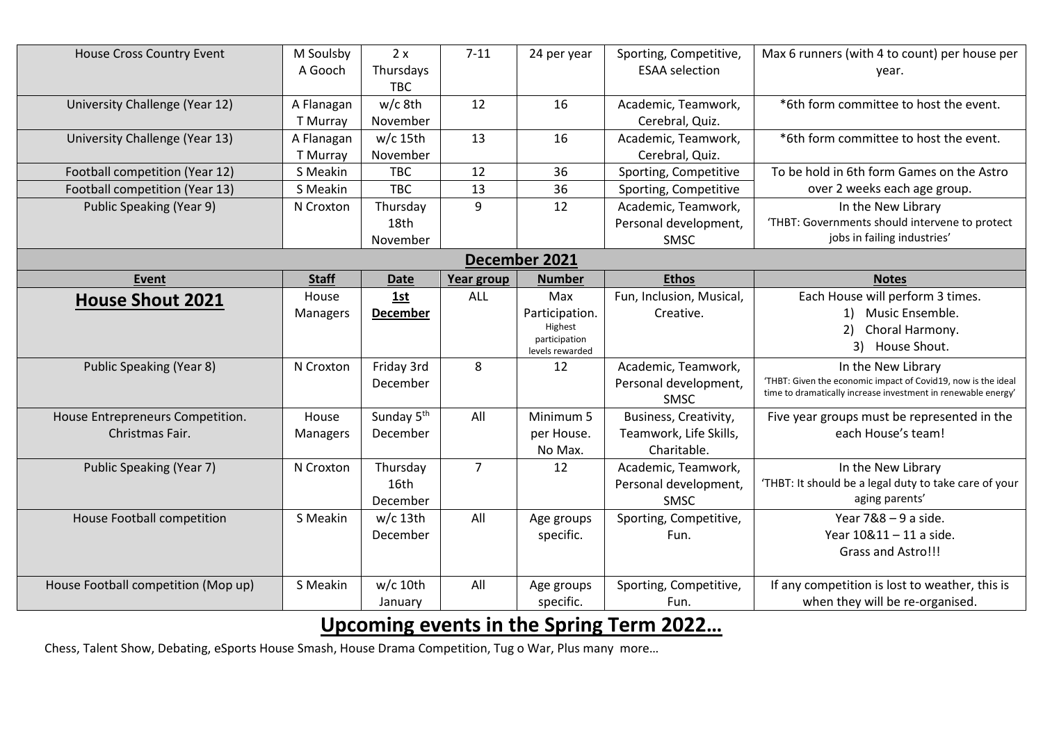| | | | | | | |
|---|---|---|---|---|---|---|
| House Cross Country Event | M Soulsby A Gooch | 2 x Thursdays TBC | 7-11 | 24 per year | Sporting, Competitive, ESAA selection | Max 6 runners (with 4 to count) per house per year. |
| University Challenge (Year 12) | A Flanagan T Murray | w/c 8th November | 12 | 16 | Academic, Teamwork, Cerebral, Quiz. | *6th form committee to host the event. |
| University Challenge (Year 13) | A Flanagan T Murray | w/c 15th November | 13 | 16 | Academic, Teamwork, Cerebral, Quiz. | *6th form committee to host the event. |
| Football competition (Year 12) | S Meakin | TBC | 12 | 36 | Sporting, Competitive | To be hold in 6th form Games on the Astro over 2 weeks each age group. |
| Football competition (Year 13) | S Meakin | TBC | 13 | 36 | Sporting, Competitive | |
| Public Speaking (Year 9) | N Croxton | Thursday 18th November | 9 | 12 | Academic, Teamwork, Personal development, SMSC | In the New Library 'THBT: Governments should intervene to protect jobs in failing industries' |
| **December 2021** | | | | | | |
| **Event** | **Staff** | **Date** | **Year group** | **Number** | **Ethos** | **Notes** |
| **House Shout 2021** | House Managers | **1st December** | ALL | Max Participation. Highest participation levels rewarded | Fun, Inclusion, Musical, Creative. | Each House will perform 3 times. 1) Music Ensemble. 2) Choral Harmony. 3) House Shout. |
| Public Speaking (Year 8) | N Croxton | Friday 3rd December | 8 | 12 | Academic, Teamwork, Personal development, SMSC | In the New Library 'THBT: Given the economic impact of Covid19, now is the ideal time to dramatically increase investment in renewable energy' |
| House Entrepreneurs Competition. Christmas Fair. | House Managers | Sunday 5th December | All | Minimum 5 per House. No Max. | Business, Creativity, Teamwork, Life Skills, Charitable. | Five year groups must be represented in the each House's team! |
| Public Speaking (Year 7) | N Croxton | Thursday 16th December | 7 | 12 | Academic, Teamwork, Personal development, SMSC | In the New Library 'THBT: It should be a legal duty to take care of your aging parents' |
| House Football competition | S Meakin | w/c 13th December | All | Age groups specific. | Sporting, Competitive, Fun. | Year 7&8 – 9 a side. Year 10&11 – 11 a side. Grass and Astro!!! |
| House Football competition (Mop up) | S Meakin | w/c 10th January | All | Age groups specific. | Sporting, Competitive, Fun. | If any competition is lost to weather, this is when they will be re-organised. |

## Upcoming events in the Spring Term 2022…

Chess, Talent Show, Debating, eSports House Smash, House Drama Competition, Tug o War, Plus many more…